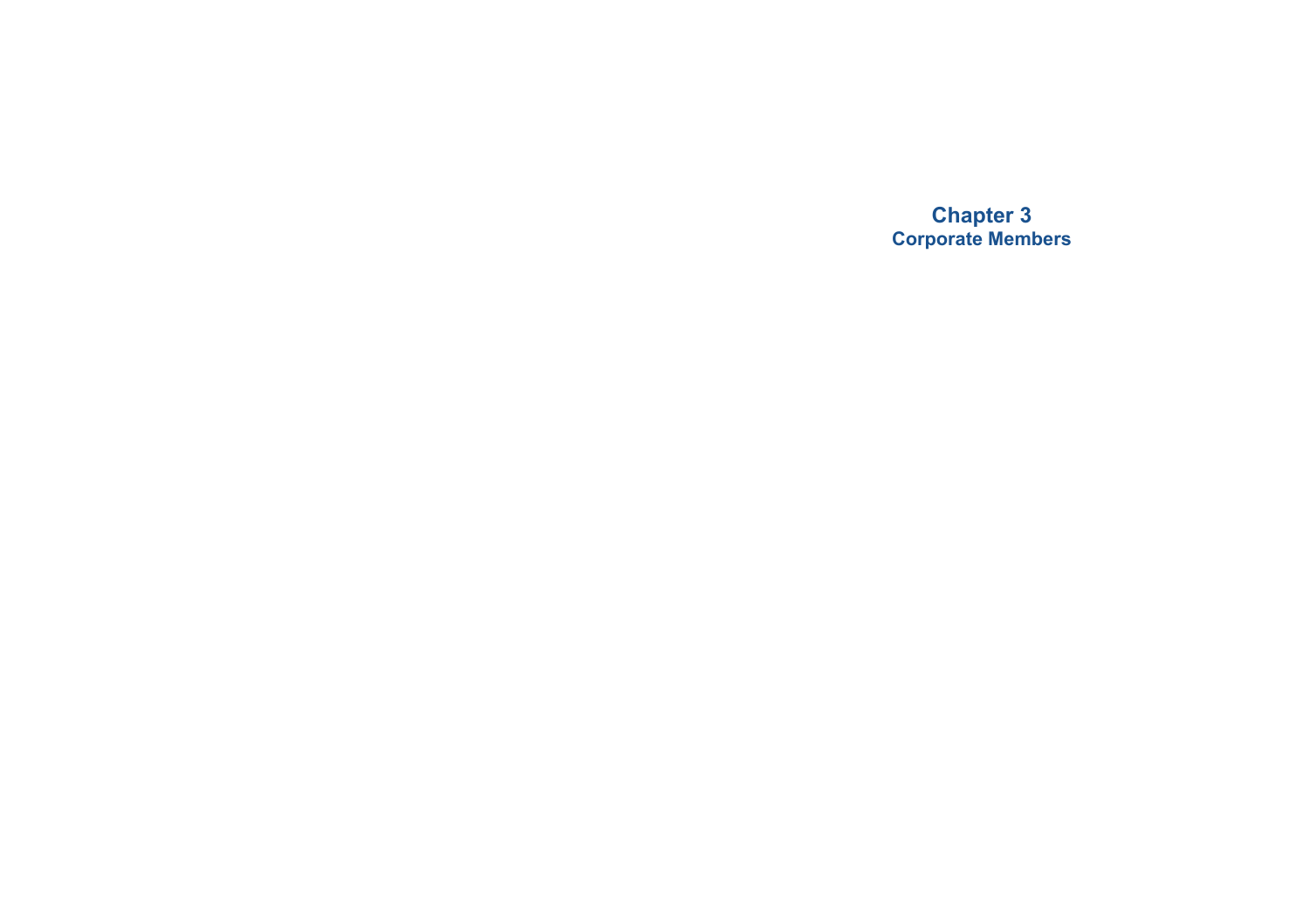# Chapter 3
## Corporate Members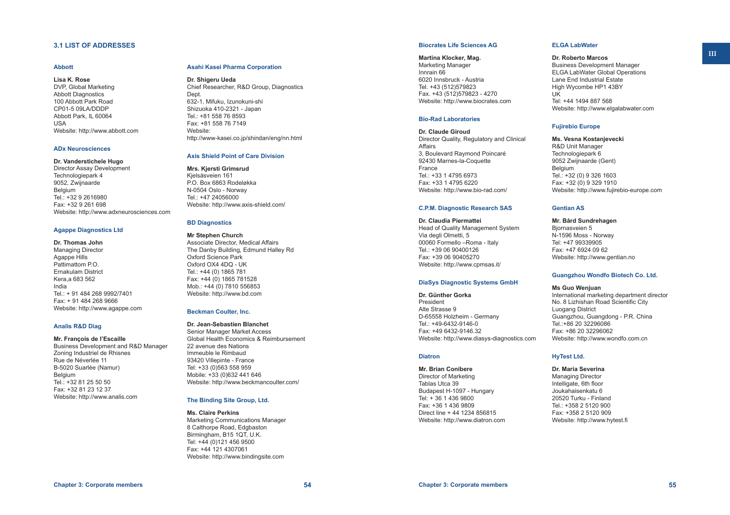## 3.1 LIST OF ADDRESSES

### Abbott

**Lisa K. Rose**
DVP, Global Marketing
Abbott Diagnostics
100 Abbott Park Road
CP01-5 09LA/DDDP
Abbott Park, IL 60064
USA
Website: http://www.abbott.com

### ADx Neurosciences

**Dr. Vanderstichele Hugo**
Director Assay Development
Technologiepark 4
9052, Zwijnaarde
Belgium
Tel.: +32 9 2616980
Fax: +32 9 261 698
Website: http://www.adxneurosciences.com

### Agappe Diagnostics Ltd

**Dr. Thomas John**
Managing Director
Agappe Hills
Pattimattom P.O.
Ernakulam District
Kera,a 683 562
India
Tel.: + 91 484 268 9992/7401
Fax: + 91 484 268 9666
Website: http://www.agappe.com

### Analis R&D Diag

**Mr. François de l'Escaille**
Business Development and R&D Manager
Zoning Industriel de Rhisnes
Rue de Néverlée 11
B-5020 Suarlée (Namur)
Belgium
Tel.: +32 81 25 50 50
Fax: +32 81 23 12 37
Website: http://www.analis.com

### Asahi Kasei Pharma Corporation

**Dr. Shigeru Ueda**
Chief Researcher, R&D Group, Diagnostics Dept.
632-1, Mifuku, Izunokuni-shi
Shizuoka 410-2321 - Japan
Tel.: +81 558 76 8593
Fax: +81 558 76 7149
Website:
http://www-kasei.co.jp/shindan/eng/nn.html

### Axis Shield Point of Care Division

**Mrs. Kjersti Grimsrud**
Kjelsåsveien 161
P.O. Box 6863 Rodeløkka
N-0504 Oslo - Norway
Tel.: +47 24056000
Website: http://www.axis-shield.com/

### BD Diagnostics

**Mr Stephen Church**
Associate Director, Medical Affairs
The Danby Building, Edmund Halley Rd
Oxford Science Park
Oxford OX4 4DQ - UK
Tel.: +44 (0) 1865 781
Fax: +44 (0) 1865 781528
Mob.: +44 (0) 7810 556853
Website: http://www.bd.com

### Beckman Coulter, Inc.

**Dr. Jean-Sebastien Blanchet**
Senior Manager Market Access
Global Health Economics & Reimbursement
22 avenue des Nations
Immeuble le Rimbaud
93420 Villepinte - France
Tel: +33 (0)563 558 959
Mobile: +33 (0)632 441 646
Website: http://www.beckmancoulter.com/

### The Binding Site Group, Ltd.

**Ms. Claire Perkins**
Marketing Communications Manager
8 Calthorpe Road, Edgbaston
Birmingham, B15 1QT, U.K.
Tel: +44 (0)121 456 9500
Fax: +44 121 4307061
Website: http://www.bindingsite.com

### Biocrates Life Sciences AG

**Martina Klocker, Mag.**
Marketing Manager
Innrain 66
6020 Innsbruck - Austria
Tel. +43 (512)579823
Fax. +43 (512)579823 - 4270
Website: http://www.biocrates.com

### Bio-Rad Laboratories

**Dr. Claude Giroud**
Director Quality, Regulatory and Clinical Affairs
3, Boulevard Raymond Poincaré
92430 Marnes-la-Coquette
France
Tel.: +33 1 4795 6973
Fax: +33 1 4795 6220
Website: http://www.bio-rad.com/

### C.P.M. Diagnostic Research SAS

**Dr. Claudia Piermattei**
Head of Quality Management System
Via degli Olmetti, 5
00060 Formello –Roma - Italy
Tel.: +39 06 90400126
Fax: +39 06 90405270
Website: http://www.cpmsas.it/

### DiaSys Diagnostic Systems GmbH

**Dr. Günther Gorka**
President
Alte Strasse 9
D-65558 Holzheim - Germany
Tel.: +49-6432-9146-0
Fax: +49 6432-9146.32
Website: http://www.diasys-diagnostics.com

### Diatron

**Mr. Brian Conibere**
Director of Marketing
Tablas Utca 39
Budapest H-1097 - Hungary
Tel: + 36 1 436 9800
Fax: +36 1 436 9809
Direct line + 44 1234 856815
Website: http://www.diatron.com

### ELGA LabWater

**Dr. Roberto Marcos**
Business Development Manager
ELGA LabWater Global Operations
Lane End Industrial Estate
High Wycombe HP1 43BY
UK
Tel: +44 1494 887 568
Website: http://www.elgalabwater.com

### Fujirebio Europe

**Ms. Vesna Kostanjevecki**
R&D Unit Manager
Technologiepark 6
9052 Zwijnaarde (Gent)
Belgium
Tel.: +32 (0) 9 326 1603
Fax: +32 (0) 9 329 1910
Website: http://www.fujirebio-europe.com

### Gentian AS

**Mr. Bård Sundrehagen**
Bjornasveien 5
N-1596 Moss - Norway
Tel: +47 99339905
Fax: +47 6924 09 62
Website: http://www.gentian.no

### Guangzhou Wondfo Biotech Co. Ltd.

**Ms Guo Wenjuan**
International marketing department director
No. 8 Lizhishan Road Scientific City
Luogang District
Guangzhou, Guangdong - P.R. China
Tel.:+86 20 32296086
Fax: +86 20 32296062
Website: http://www.wondfo.com.cn

### HyTest Ltd.

**Dr. Maria Severina**
Managing Director
Intelligate, 6th floor
Joukahaisenkatu 6
20520 Turku - Finland
Tel.: +358 2 5120 900
Fax: +358 2 5120 909
Website: http://www.hytest.fi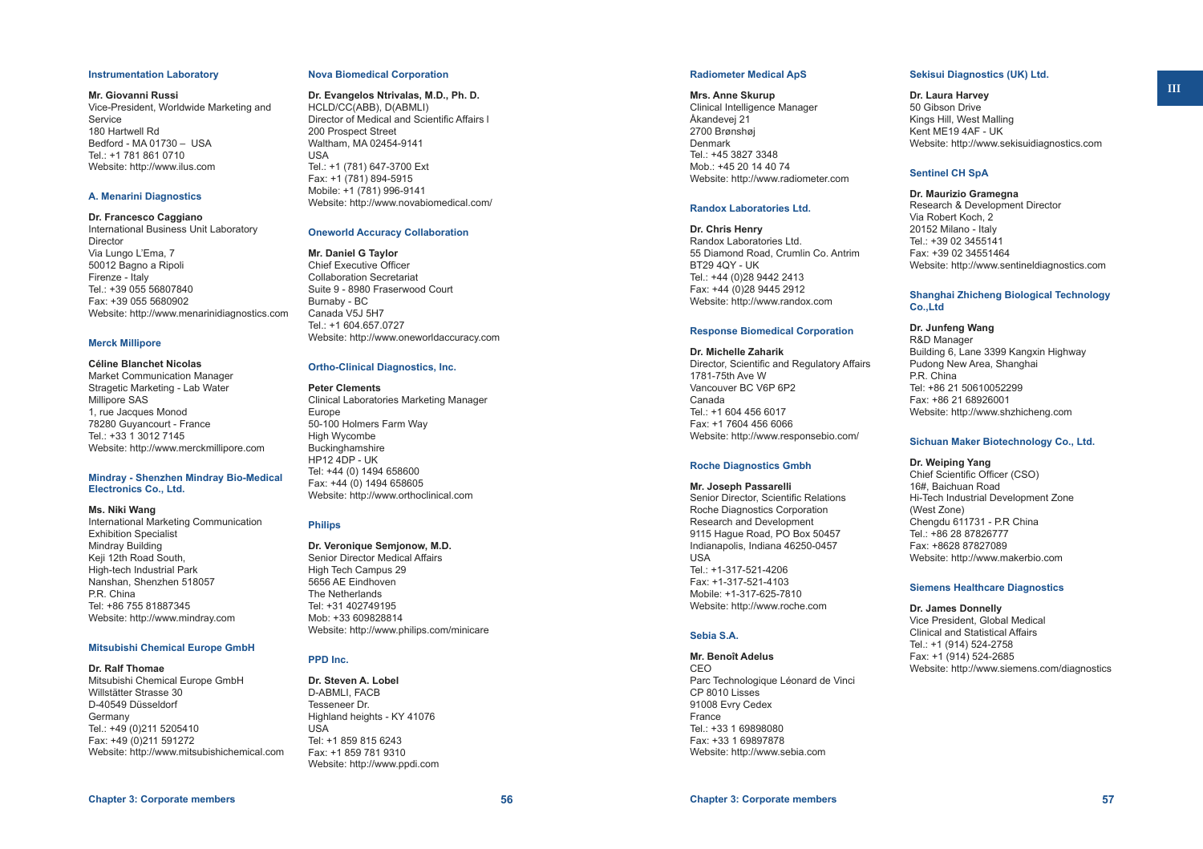### Instrumentation Laboratory

**Mr. Giovanni Russi**
Vice-President, Worldwide Marketing and Service
180 Hartwell Rd
Bedford - MA 01730 – USA
Tel.: +1 781 861 0710
Website: http://www.ilus.com

### A. Menarini Diagnostics

**Dr. Francesco Caggiano**
International Business Unit Laboratory Director
Via Lungo L'Ema, 7
50012 Bagno a Ripoli
Firenze - Italy
Tel.: +39 055 56807840
Fax: +39 055 5680902
Website: http://www.menarinidiagnostics.com

### Merck Millipore

**Céline Blanchet Nicolas**
Market Communication Manager
Stragetic Marketing - Lab Water
Millipore SAS
1, rue Jacques Monod
78280 Guyancourt - France
Tel.: +33 1 3012 7145
Website: http://www.merckmillipore.com

### Mindray - Shenzhen Mindray Bio-Medical Electronics Co., Ltd.

**Ms. Niki Wang**
International Marketing Communication Exhibition Specialist
Mindray Building
Keji 12th Road South,
High-tech Industrial Park
Nanshan, Shenzhen 518057
P.R. China
Tel: +86 755 81887345
Website: http://www.mindray.com

### Mitsubishi Chemical Europe GmbH

**Dr. Ralf Thomae**
Mitsubishi Chemical Europe GmbH
Willstätter Strasse 30
D-40549 Düsseldorf
Germany
Tel.: +49 (0)211 5205410
Fax: +49 (0)211 591272
Website: http://www.mitsubishichemical.com

### Nova Biomedical Corporation

**Dr. Evangelos Ntrivalas, M.D., Ph. D.**
HCLD/CC(ABB), D(ABMLI)
Director of Medical and Scientific Affairs I
200 Prospect Street
Waltham, MA 02454-9141
USA
Tel.: +1 (781) 647-3700 Ext
Fax: +1 (781) 894-5915
Mobile: +1 (781) 996-9141
Website: http://www.novabiomedical.com/

### Oneworld Accuracy Collaboration

**Mr. Daniel G Taylor**
Chief Executive Officer
Collaboration Secretariat
Suite 9 - 8980 Fraserwood Court
Burnaby - BC
Canada V5J 5H7
Tel.: +1 604.657.0727
Website: http://www.oneworldaccuracy.com

### Ortho-Clinical Diagnostics, Inc.

**Peter Clements**
Clinical Laboratories Marketing Manager Europe
50-100 Holmers Farm Way
High Wycombe
Buckinghamshire
HP12 4DP - UK
Tel: +44 (0) 1494 658600
Fax: +44 (0) 1494 658605
Website: http://www.orthoclinical.com

### Philips

**Dr. Veronique Semjonow, M.D.**
Senior Director Medical Affairs
High Tech Campus 29
5656 AE Eindhoven
The Netherlands
Tel: +31 402749195
Mob: +33 609828814
Website: http://www.philips.com/minicare

### PPD Inc.

**Dr. Steven A. Lobel**
D-ABMLI, FACB
Tesseneer Dr.
Highland heights - KY 41076
USA
Tel: +1 859 815 6243
Fax: +1 859 781 9310
Website: http://www.ppdi.com

### Radiometer Medical ApS

**Mrs. Anne Skurup**
Clinical Intelligence Manager
Åkandevej 21
2700 Brønshøj
Denmark
Tel.: +45 3827 3348
Mob.: +45 20 14 40 74
Website: http://www.radiometer.com

### Randox Laboratories Ltd.

**Dr. Chris Henry**
Randox Laboratories Ltd.
55 Diamond Road, Crumlin Co. Antrim
BT29 4QY - UK
Tel.: +44 (0)28 9442 2413
Fax: +44 (0)28 9445 2912
Website: http://www.randox.com

### Response Biomedical Corporation

**Dr. Michelle Zaharik**
Director, Scientific and Regulatory Affairs
1781-75th Ave W
Vancouver BC V6P 6P2
Canada
Tel.: +1 604 456 6017
Fax: +1 7604 456 6066
Website: http://www.responsebio.com/

### Roche Diagnostics Gmbh

**Mr. Joseph Passarelli**
Senior Director, Scientific Relations
Roche Diagnostics Corporation
Research and Development
9115 Hague Road, PO Box 50457
Indianapolis, Indiana 46250-0457
USA
Tel.: +1-317-521-4206
Fax: +1-317-521-4103
Mobile: +1-317-625-7810
Website: http://www.roche.com

### Sebia S.A.

**Mr. Benoît Adelus**
CEO
Parc Technologique Léonard de Vinci
CP 8010 Lisses
91008 Evry Cedex
France
Tel.: +33 1 69898080
Fax: +33 1 69897878
Website: http://www.sebia.com

### Sekisui Diagnostics (UK) Ltd.

**Dr. Laura Harvey**
50 Gibson Drive
Kings Hill, West Malling
Kent ME19 4AF - UK
Website: http://www.sekisuidiagnostics.com

### Sentinel CH SpA

**Dr. Maurizio Gramegna**
Research & Development Director
Via Robert Koch, 2
20152 Milano - Italy
Tel.: +39 02 3455141
Fax: +39 02 34551464
Website: http://www.sentineldiagnostics.com

### Shanghai Zhicheng Biological Technology Co.,Ltd

**Dr. Junfeng Wang**
R&D Manager
Building 6, Lane 3399 Kangxin Highway
Pudong New Area, Shanghai
P.R. China
Tel: +86 21 50610052299
Fax: +86 21 68926001
Website: http://www.shzhicheng.com

### Sichuan Maker Biotechnology Co., Ltd.

**Dr. Weiping Yang**
Chief Scientific Officer (CSO)
16#, Baichuan Road
Hi-Tech Industrial Development Zone (West Zone)
Chengdu 611731 - P.R China
Tel.: +86 28 87826777
Fax: +8628 87827089
Website: http://www.makerbio.com

### Siemens Healthcare Diagnostics

**Dr. James Donnelly**
Vice President, Global Medical Clinical and Statistical Affairs
Tel.: +1 (914) 524-2758
Fax: +1 (914) 524-2685
Website: http://www.siemens.com/diagnostics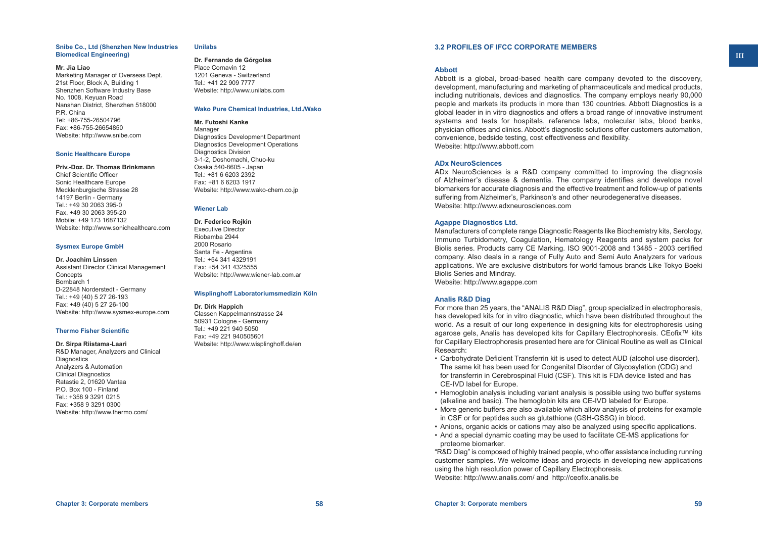**Snibe Co., Ltd (Shenzhen New Industries Biomedical Engineering)**

**Mr. Jia Liao**
Marketing Manager of Overseas Dept.
21st Floor, Block A, Building 1
Shenzhen Software Industry Base
No. 1008, Keyuan Road
Nanshan District, Shenzhen 518000
P.R. China
Tel: +86-755-26504796
Fax: +86-755-26654850
Website: http://www.snibe.com

**Sonic Healthcare Europe**

**Priv.-Doz. Dr. Thomas Brinkmann**
Chief Scientific Officer
Sonic Healthcare Europe
Mecklenburgische Strasse 28
14197 Berlin - Germany
Tel.: +49 30 2063 395-0
Fax. +49 30 2063 395-20
Mobile: +49 173 1687132
Website: http://www.sonichealthcare.com

**Sysmex Europe GmbH**

**Dr. Joachim Linssen**
Assistant Director Clinical Management Concepts
Bornbarch 1
D-22848 Norderstedt - Germany
Tel.: +49 (40) 5 27 26-193
Fax: +49 (40) 5 27 26-100
Website: http://www.sysmex-europe.com

**Thermo Fisher Scientific**

**Dr. Sirpa Riistama-Laari**
R&D Manager, Analyzers and Clinical Diagnostics
Analyzers & Automation
Clinical Diagnostics
Ratastie 2, 01620 Vantaa
P.O. Box 100 - Finland
Tel.: +358 9 3291 0215
Fax: +358 9 3291 0300
Website: http://www.thermo.com/

**Unilabs**

**Dr. Fernando de Górgolas**
Place Cornavin 12
1201 Geneva - Switzerland
Tel.: +41 22 909 7777
Website: http://www.unilabs.com

**Wako Pure Chemical Industries, Ltd./Wako**

**Mr. Futoshi Kanke**
Manager
Diagnostics Development Department
Diagnostics Development Operations
Diagnostics Division
3-1-2, Doshomachi, Chuo-ku
Osaka 540-8605 - Japan
Tel.: +81 6 6203 2392
Fax: +81 6 6203 1917
Website: http://www.wako-chem.co.jp

**Wiener Lab**

**Dr. Federico Rojkin**
Executive Director
Riobamba 2944
2000 Rosario
Santa Fe - Argentina
Tel.: +54 341 4329191
Fax: +54 341 4325555
Website: http://www.wiener-lab.com.ar

**Wisplinghoff Laboratoriumsmedizin Köln**

**Dr. Dirk Happich**
Classen Kappelmannstrasse 24
50931 Cologne - Germany
Tel.: +49 221 940 5050
Fax: +49 221 940505601
Website: http://www.wisplinghoff.de/en

## 3.2 PROFILES OF IFCC CORPORATE MEMBERS

### Abbott

Abbott is a global, broad-based health care company devoted to the discovery, development, manufacturing and marketing of pharmaceuticals and medical products, including nutritionals, devices and diagnostics. The company employs nearly 90,000 people and markets its products in more than 130 countries. Abbott Diagnostics is a global leader in in vitro diagnostics and offers a broad range of innovative instrument systems and tests for hospitals, reference labs, molecular labs, blood banks, physician offices and clinics. Abbott's diagnostic solutions offer customers automation, convenience, bedside testing, cost effectiveness and flexibility.
Website: http://www.abbott.com

### ADx NeuroSciences

ADx NeuroSciences is a R&D company committed to improving the diagnosis of Alzheimer's disease & dementia. The company identifies and develops novel biomarkers for accurate diagnosis and the effective treatment and follow-up of patients suffering from Alzheimer's, Parkinson's and other neurodegenerative diseases.
Website: http://www.adxneurosciences.com

### Agappe Diagnostics Ltd.

Manufacturers of complete range Diagnostic Reagents like Biochemistry kits, Serology, Immuno Turbidometry, Coagulation, Hematology Reagents and system packs for Biolis series. Products carry CE Marking. ISO 9001-2008 and 13485 - 2003 certified company. Also deals in a range of Fully Auto and Semi Auto Analyzers for various applications. We are exclusive distributors for world famous brands Like Tokyo Boeki Biolis Series and Mindray.
Website: http://www.agappe.com

### Analis R&D Diag

For more than 25 years, the "ANALIS R&D Diag", group specialized in electrophoresis, has developed kits for in vitro diagnostic, which have been distributed throughout the world. As a result of our long experience in designing kits for electrophoresis using agarose gels, Analis has developed kits for Capillary Electrophoresis. CEofix™ kits for Capillary Electrophoresis presented here are for Clinical Routine as well as Clinical Research:

- Carbohydrate Deficient Transferrin kit is used to detect AUD (alcohol use disorder). The same kit has been used for Congenital Disorder of Glycosylation (CDG) and for transferrin in Cerebrospinal Fluid (CSF). This kit is FDA device listed and has CE-IVD label for Europe.
- Hemoglobin analysis including variant analysis is possible using two buffer systems (alkaline and basic). The hemoglobin kits are CE-IVD labeled for Europe.
- More generic buffers are also available which allow analysis of proteins for example in CSF or for peptides such as glutathione (GSH-GSSG) in blood.
- Anions, organic acids or cations may also be analyzed using specific applications.
- And a special dynamic coating may be used to facilitate CE-MS applications for proteome biomarker.

"R&D Diag" is composed of highly trained people, who offer assistance including running customer samples. We welcome ideas and projects in developing new applications using the high resolution power of Capillary Electrophoresis.
Website: http://www.analis.com/ and http://ceofix.analis.be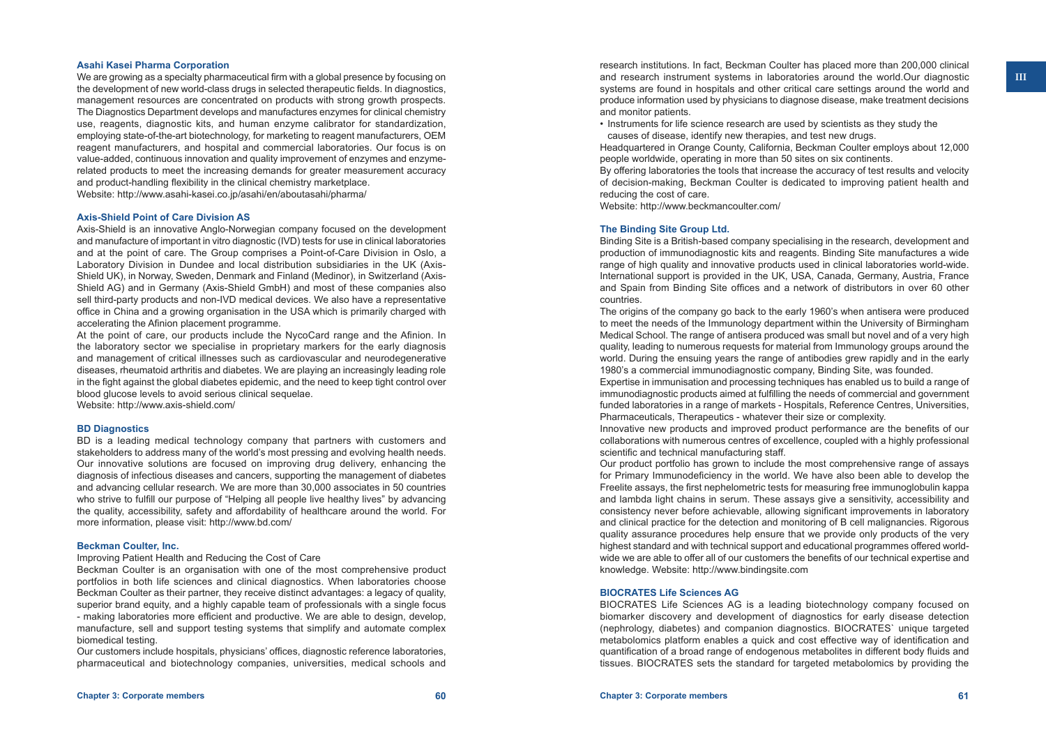### Asahi Kasei Pharma Corporation

We are growing as a specialty pharmaceutical firm with a global presence by focusing on the development of new world-class drugs in selected therapeutic fields. In diagnostics, management resources are concentrated on products with strong growth prospects. The Diagnostics Department develops and manufactures enzymes for clinical chemistry use, reagents, diagnostic kits, and human enzyme calibrator for standardization, employing state-of-the-art biotechnology, for marketing to reagent manufacturers, OEM reagent manufacturers, and hospital and commercial laboratories. Our focus is on value-added, continuous innovation and quality improvement of enzymes and enzyme-related products to meet the increasing demands for greater measurement accuracy and product-handling flexibility in the clinical chemistry marketplace.
Website: http://www.asahi-kasei.co.jp/asahi/en/aboutasahi/pharma/

### Axis-Shield Point of Care Division AS

Axis-Shield is an innovative Anglo-Norwegian company focused on the development and manufacture of important in vitro diagnostic (IVD) tests for use in clinical laboratories and at the point of care. The Group comprises a Point-of-Care Division in Oslo, a Laboratory Division in Dundee and local distribution subsidiaries in the UK (Axis-Shield UK), in Norway, Sweden, Denmark and Finland (Medinor), in Switzerland (Axis-Shield AG) and in Germany (Axis-Shield GmbH) and most of these companies also sell third-party products and non-IVD medical devices. We also have a representative office in China and a growing organisation in the USA which is primarily charged with accelerating the Afinion placement programme.
At the point of care, our products include the NycoCard range and the Afinion. In the laboratory sector we specialise in proprietary markers for the early diagnosis and management of critical illnesses such as cardiovascular and neurodegenerative diseases, rheumatoid arthritis and diabetes. We are playing an increasingly leading role in the fight against the global diabetes epidemic, and the need to keep tight control over blood glucose levels to avoid serious clinical sequelae.
Website: http://www.axis-shield.com/

### BD Diagnostics

BD is a leading medical technology company that partners with customers and stakeholders to address many of the world's most pressing and evolving health needs. Our innovative solutions are focused on improving drug delivery, enhancing the diagnosis of infectious diseases and cancers, supporting the management of diabetes and advancing cellular research. We are more than 30,000 associates in 50 countries who strive to fulfill our purpose of "Helping all people live healthy lives" by advancing the quality, accessibility, safety and affordability of healthcare around the world. For more information, please visit: http://www.bd.com/

### Beckman Coulter, Inc.

Improving Patient Health and Reducing the Cost of Care
Beckman Coulter is an organisation with one of the most comprehensive product portfolios in both life sciences and clinical diagnostics. When laboratories choose Beckman Coulter as their partner, they receive distinct advantages: a legacy of quality, superior brand equity, and a highly capable team of professionals with a single focus - making laboratories more efficient and productive. We are able to design, develop, manufacture, sell and support testing systems that simplify and automate complex biomedical testing.
Our customers include hospitals, physicians' offices, diagnostic reference laboratories, pharmaceutical and biotechnology companies, universities, medical schools and research institutions. In fact, Beckman Coulter has placed more than 200,000 clinical and research instrument systems in laboratories around the world.Our diagnostic systems are found in hospitals and other critical care settings around the world and produce information used by physicians to diagnose disease, make treatment decisions and monitor patients.

- Instruments for life science research are used by scientists as they study the causes of disease, identify new therapies, and test new drugs.

Headquartered in Orange County, California, Beckman Coulter employs about 12,000 people worldwide, operating in more than 50 sites on six continents.
By offering laboratories the tools that increase the accuracy of test results and velocity of decision-making, Beckman Coulter is dedicated to improving patient health and reducing the cost of care.
Website: http://www.beckmancoulter.com/

### The Binding Site Group Ltd.

Binding Site is a British-based company specialising in the research, development and production of immunodiagnostic kits and reagents. Binding Site manufactures a wide range of high quality and innovative products used in clinical laboratories world-wide. International support is provided in the UK, USA, Canada, Germany, Austria, France and Spain from Binding Site offices and a network of distributors in over 60 other countries.
The origins of the company go back to the early 1960's when antisera were produced to meet the needs of the Immunology department within the University of Birmingham Medical School. The range of antisera produced was small but novel and of a very high quality, leading to numerous requests for material from Immunology groups around the world. During the ensuing years the range of antibodies grew rapidly and in the early 1980's a commercial immunodiagnostic company, Binding Site, was founded.
Expertise in immunisation and processing techniques has enabled us to build a range of immunodiagnostic products aimed at fulfilling the needs of commercial and government funded laboratories in a range of markets - Hospitals, Reference Centres, Universities, Pharmaceuticals, Therapeutics - whatever their size or complexity.
Innovative new products and improved product performance are the benefits of our collaborations with numerous centres of excellence, coupled with a highly professional scientific and technical manufacturing staff.
Our product portfolio has grown to include the most comprehensive range of assays for Primary Immunodeficiency in the world. We have also been able to develop the Freelite assays, the first nephelometric tests for measuring free immunoglobulin kappa and lambda light chains in serum. These assays give a sensitivity, accessibility and consistency never before achievable, allowing significant improvements in laboratory and clinical practice for the detection and monitoring of B cell malignancies. Rigorous quality assurance procedures help ensure that we provide only products of the very highest standard and with technical support and educational programmes offered world-wide we are able to offer all of our customers the benefits of our technical expertise and knowledge. Website: http://www.bindingsite.com

### BIOCRATES Life Sciences AG

BIOCRATES Life Sciences AG is a leading biotechnology company focused on biomarker discovery and development of diagnostics for early disease detection (nephrology, diabetes) and companion diagnostics. BIOCRATES` unique targeted metabolomics platform enables a quick and cost effective way of identification and quantification of a broad range of endogenous metabolites in different body fluids and tissues. BIOCRATES sets the standard for targeted metabolomics by providing the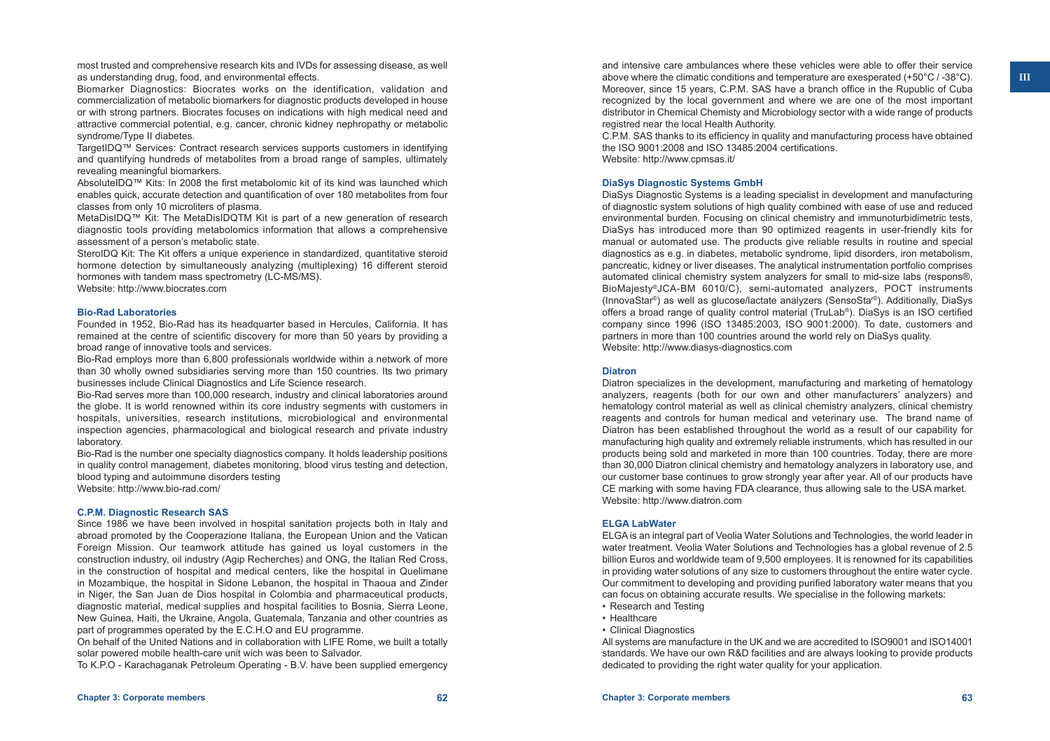most trusted and comprehensive research kits and IVDs for assessing disease, as well as understanding drug, food, and environmental effects.

Biomarker Diagnostics: Biocrates works on the identification, validation and commercialization of metabolic biomarkers for diagnostic products developed in house or with strong partners. Biocrates focuses on indications with high medical need and attractive commercial potential, e.g. cancer, chronic kidney nephropathy or metabolic syndrome/Type II diabetes.

TargetIDQ™ Services: Contract research services supports customers in identifying and quantifying hundreds of metabolites from a broad range of samples, ultimately revealing meaningful biomarkers.

AbsoluteIDQ™ Kits: In 2008 the first metabolomic kit of its kind was launched which enables quick, accurate detection and quantification of over 180 metabolites from four classes from only 10 microliters of plasma.

MetaDisIDQ™ Kit: The MetaDisIDQTM Kit is part of a new generation of research diagnostic tools providing metabolomics information that allows a comprehensive assessment of a person's metabolic state.

SteroIDQ Kit: The Kit offers a unique experience in standardized, quantitative steroid hormone detection by simultaneously analyzing (multiplexing) 16 different steroid hormones with tandem mass spectrometry (LC-MS/MS).

Website: http://www.biocrates.com

### Bio-Rad Laboratories

Founded in 1952, Bio-Rad has its headquarter based in Hercules, California. It has remained at the centre of scientific discovery for more than 50 years by providing a broad range of innovative tools and services.

Bio-Rad employs more than 6,800 professionals worldwide within a network of more than 30 wholly owned subsidiaries serving more than 150 countries. Its two primary businesses include Clinical Diagnostics and Life Science research.

Bio-Rad serves more than 100,000 research, industry and clinical laboratories around the globe. It is world renowned within its core industry segments with customers in hospitals, universities, research institutions, microbiological and environmental inspection agencies, pharmacological and biological research and private industry laboratory.

Bio-Rad is the number one specialty diagnostics company. It holds leadership positions in quality control management, diabetes monitoring, blood virus testing and detection, blood typing and autoimmune disorders testing

Website: http://www.bio-rad.com/

### C.P.M. Diagnostic Research SAS

Since 1986 we have been involved in hospital sanitation projects both in Italy and abroad promoted by the Cooperazione Italiana, the European Union and the Vatican Foreign Mission. Our teamwork attitude has gained us loyal customers in the construction industry, oil industry (Agip Recherches) and ONG, the Italian Red Cross, in the construction of hospital and medical centers, like the hospital in Quelimane in Mozambique, the hospital in Sidone Lebanon, the hospital in Thaoua and Zinder in Niger, the San Juan de Dios hospital in Colombia and pharmaceutical products, diagnostic material, medical supplies and hospital facilities to Bosnia, Sierra Leone, New Guinea, Haiti, the Ukraine, Angola, Guatemala, Tanzania and other countries as part of programmes operated by the E.C.H.O and EU programme.

On behalf of the United Nations and in collaboration with LIFE Rome, we built a totally solar powered mobile health-care unit wich was been to Salvador.

To K.P.O - Karachaganak Petroleum Operating - B.V. have been supplied emergency and intensive care ambulances where these vehicles were able to offer their service above where the climatic conditions and temperature are exesperated (+50°C / -38°C). Moreover, since 15 years, C.P.M. SAS have a branch office in the Rupublic of Cuba recognized by the local government and where we are one of the most important distributor in Chemical Chemisty and Microbiology sector with a wide range of products registred near the local Health Authority.

C.P.M. SAS thanks to its efficiency in quality and manufacturing process have obtained the ISO 9001:2008 and ISO 13485:2004 certifications.

Website: http://www.cpmsas.it/

### DiaSys Diagnostic Systems GmbH

DiaSys Diagnostic Systems is a leading specialist in development and manufacturing of diagnostic system solutions of high quality combined with ease of use and reduced environmental burden. Focusing on clinical chemistry and immunoturbidimetric tests, DiaSys has introduced more than 90 optimized reagents in user-friendly kits for manual or automated use. The products give reliable results in routine and special diagnostics as e.g. in diabetes, metabolic syndrome, lipid disorders, iron metabolism, pancreatic, kidney or liver diseases. The analytical instrumentation portfolio comprises automated clinical chemistry system analyzers for small to mid-size labs (respons®, BioMajesty®JCA-BM 6010/C), semi-automated analyzers, POCT instruments (InnovaStar®) as well as glucose/lactate analyzers (SensoStar®). Additionally, DiaSys offers a broad range of quality control material (TruLab®). DiaSys is an ISO certified company since 1996 (ISO 13485:2003, ISO 9001:2000). To date, customers and partners in more than 100 countries around the world rely on DiaSys quality.

Website: http://www.diasys-diagnostics.com

### Diatron

Diatron specializes in the development, manufacturing and marketing of hematology analyzers, reagents (both for our own and other manufacturers' analyzers) and hematology control material as well as clinical chemistry analyzers, clinical chemistry reagents and controls for human medical and veterinary use. The brand name of Diatron has been established throughout the world as a result of our capability for manufacturing high quality and extremely reliable instruments, which has resulted in our products being sold and marketed in more than 100 countries. Today, there are more than 30,000 Diatron clinical chemistry and hematology analyzers in laboratory use, and our customer base continues to grow strongly year after year. All of our products have CE marking with some having FDA clearance, thus allowing sale to the USA market.

Website: http://www.diatron.com

### ELGA LabWater

ELGA is an integral part of Veolia Water Solutions and Technologies, the world leader in water treatment. Veolia Water Solutions and Technologies has a global revenue of 2.5 billion Euros and worldwide team of 9,500 employees. It is renowned for its capabilities in providing water solutions of any size to customers throughout the entire water cycle. Our commitment to developing and providing purified laboratory water means that you can focus on obtaining accurate results. We specialise in the following markets:

- Research and Testing
- Healthcare
- Clinical Diagnostics

All systems are manufacture in the UK and we are accredited to ISO9001 and ISO14001 standards. We have our own R&D facilities and are always looking to provide products dedicated to providing the right water quality for your application.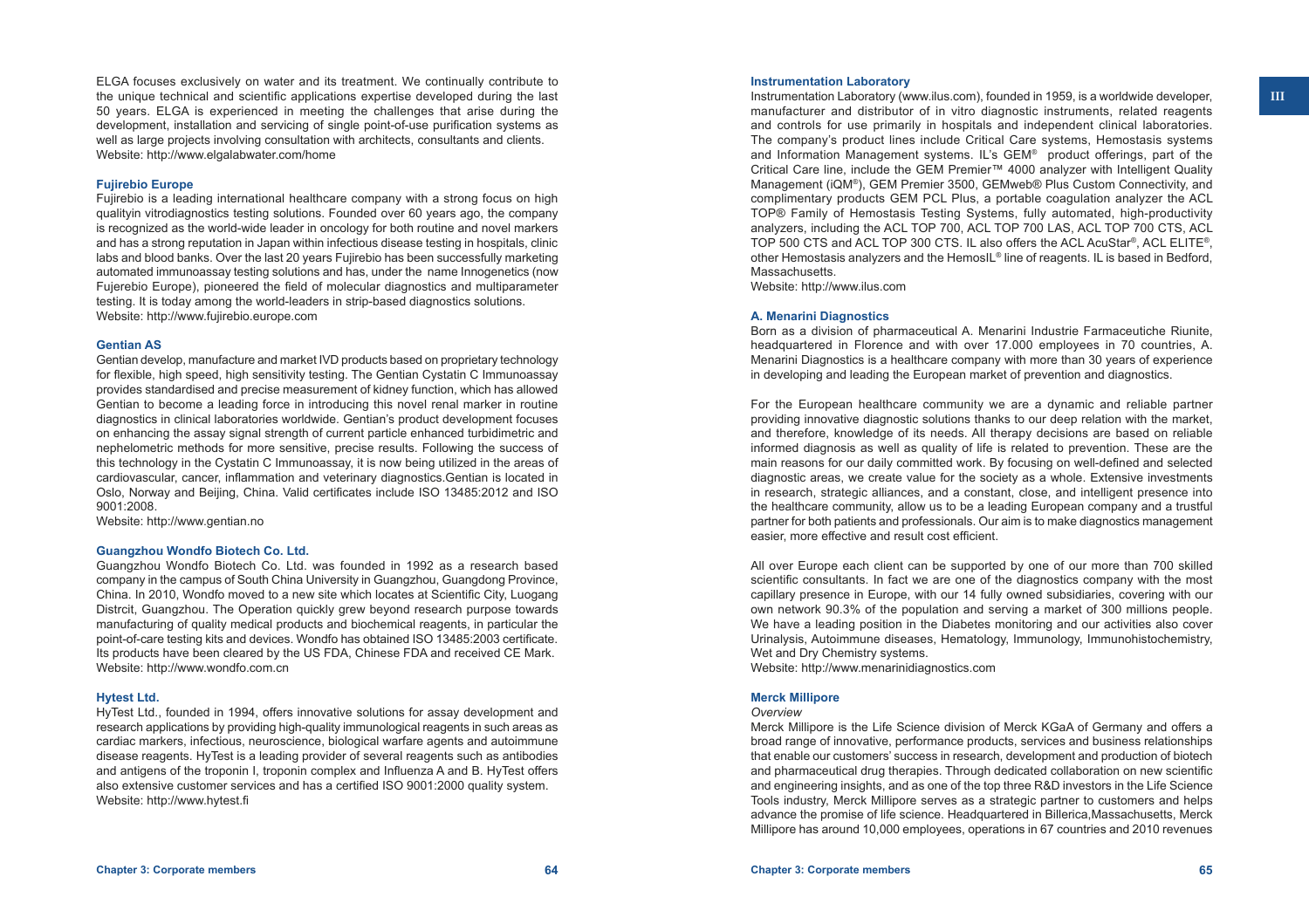ELGA focuses exclusively on water and its treatment. We continually contribute to the unique technical and scientific applications expertise developed during the last 50 years. ELGA is experienced in meeting the challenges that arise during the development, installation and servicing of single point-of-use purification systems as well as large projects involving consultation with architects, consultants and clients.
Website: http://www.elgalabwater.com/home

### Fujirebio Europe

Fujirebio is a leading international healthcare company with a strong focus on high qualityin vitrodiagnostics testing solutions. Founded over 60 years ago, the company is recognized as the world-wide leader in oncology for both routine and novel markers and has a strong reputation in Japan within infectious disease testing in hospitals, clinic labs and blood banks. Over the last 20 years Fujirebio has been successfully marketing automated immunoassay testing solutions and has, under the name Innogenetics (now Fujerebio Europe), pioneered the field of molecular diagnostics and multiparameter testing. It is today among the world-leaders in strip-based diagnostics solutions.
Website: http://www.fujirebio.europe.com

### Gentian AS

Gentian develop, manufacture and market IVD products based on proprietary technology for flexible, high speed, high sensitivity testing. The Gentian Cystatin C Immunoassay provides standardised and precise measurement of kidney function, which has allowed Gentian to become a leading force in introducing this novel renal marker in routine diagnostics in clinical laboratories worldwide. Gentian's product development focuses on enhancing the assay signal strength of current particle enhanced turbidimetric and nephelometric methods for more sensitive, precise results. Following the success of this technology in the Cystatin C Immunoassay, it is now being utilized in the areas of cardiovascular, cancer, inflammation and veterinary diagnostics.Gentian is located in Oslo, Norway and Beijing, China. Valid certificates include ISO 13485:2012 and ISO 9001:2008.
Website: http://www.gentian.no

### Guangzhou Wondfo Biotech Co. Ltd.

Guangzhou Wondfo Biotech Co. Ltd. was founded in 1992 as a research based company in the campus of South China University in Guangzhou, Guangdong Province, China. In 2010, Wondfo moved to a new site which locates at Scientific City, Luogang Distrcit, Guangzhou. The Operation quickly grew beyond research purpose towards manufacturing of quality medical products and biochemical reagents, in particular the point-of-care testing kits and devices. Wondfo has obtained ISO 13485:2003 certificate. Its products have been cleared by the US FDA, Chinese FDA and received CE Mark.
Website: http://www.wondfo.com.cn

### Hytest Ltd.

HyTest Ltd., founded in 1994, offers innovative solutions for assay development and research applications by providing high-quality immunological reagents in such areas as cardiac markers, infectious, neuroscience, biological warfare agents and autoimmune disease reagents. HyTest is a leading provider of several reagents such as antibodies and antigens of the troponin I, troponin complex and Influenza A and B. HyTest offers also extensive customer services and has a certified ISO 9001:2000 quality system.
Website: http://www.hytest.fi

### Instrumentation Laboratory

Instrumentation Laboratory (www.ilus.com), founded in 1959, is a worldwide developer, manufacturer and distributor of in vitro diagnostic instruments, related reagents and controls for use primarily in hospitals and independent clinical laboratories. The company's product lines include Critical Care systems, Hemostasis systems and Information Management systems. IL's GEM® product offerings, part of the Critical Care line, include the GEM Premier™ 4000 analyzer with Intelligent Quality Management (iQM®), GEM Premier 3500, GEMweb® Plus Custom Connectivity, and complimentary products GEM PCL Plus, a portable coagulation analyzer the ACL TOP® Family of Hemostasis Testing Systems, fully automated, high-productivity analyzers, including the ACL TOP 700, ACL TOP 700 LAS, ACL TOP 700 CTS, ACL TOP 500 CTS and ACL TOP 300 CTS. IL also offers the ACL AcuStar®, ACL ELITE®, other Hemostasis analyzers and the HemosIL® line of reagents. IL is based in Bedford, Massachusetts.
Website: http://www.ilus.com

### A. Menarini Diagnostics

Born as a division of pharmaceutical A. Menarini Industrie Farmaceutiche Riunite, headquartered in Florence and with over 17.000 employees in 70 countries, A. Menarini Diagnostics is a healthcare company with more than 30 years of experience in developing and leading the European market of prevention and diagnostics.

For the European healthcare community we are a dynamic and reliable partner providing innovative diagnostic solutions thanks to our deep relation with the market, and therefore, knowledge of its needs. All therapy decisions are based on reliable informed diagnosis as well as quality of life is related to prevention. These are the main reasons for our daily committed work. By focusing on well-defined and selected diagnostic areas, we create value for the society as a whole. Extensive investments in research, strategic alliances, and a constant, close, and intelligent presence into the healthcare community, allow us to be a leading European company and a trustful partner for both patients and professionals. Our aim is to make diagnostics management easier, more effective and result cost efficient.

All over Europe each client can be supported by one of our more than 700 skilled scientific consultants. In fact we are one of the diagnostics company with the most capillary presence in Europe, with our 14 fully owned subsidiaries, covering with our own network 90.3% of the population and serving a market of 300 millions people. We have a leading position in the Diabetes monitoring and our activities also cover Urinalysis, Autoimmune diseases, Hematology, Immunology, Immunohistochemistry, Wet and Dry Chemistry systems.
Website: http://www.menarinidiagnostics.com

### Merck Millipore

*Overview*

Merck Millipore is the Life Science division of Merck KGaA of Germany and offers a broad range of innovative, performance products, services and business relationships that enable our customers' success in research, development and production of biotech and pharmaceutical drug therapies. Through dedicated collaboration on new scientific and engineering insights, and as one of the top three R&D investors in the Life Science Tools industry, Merck Millipore serves as a strategic partner to customers and helps advance the promise of life science. Headquartered in Billerica,Massachusetts, Merck Millipore has around 10,000 employees, operations in 67 countries and 2010 revenues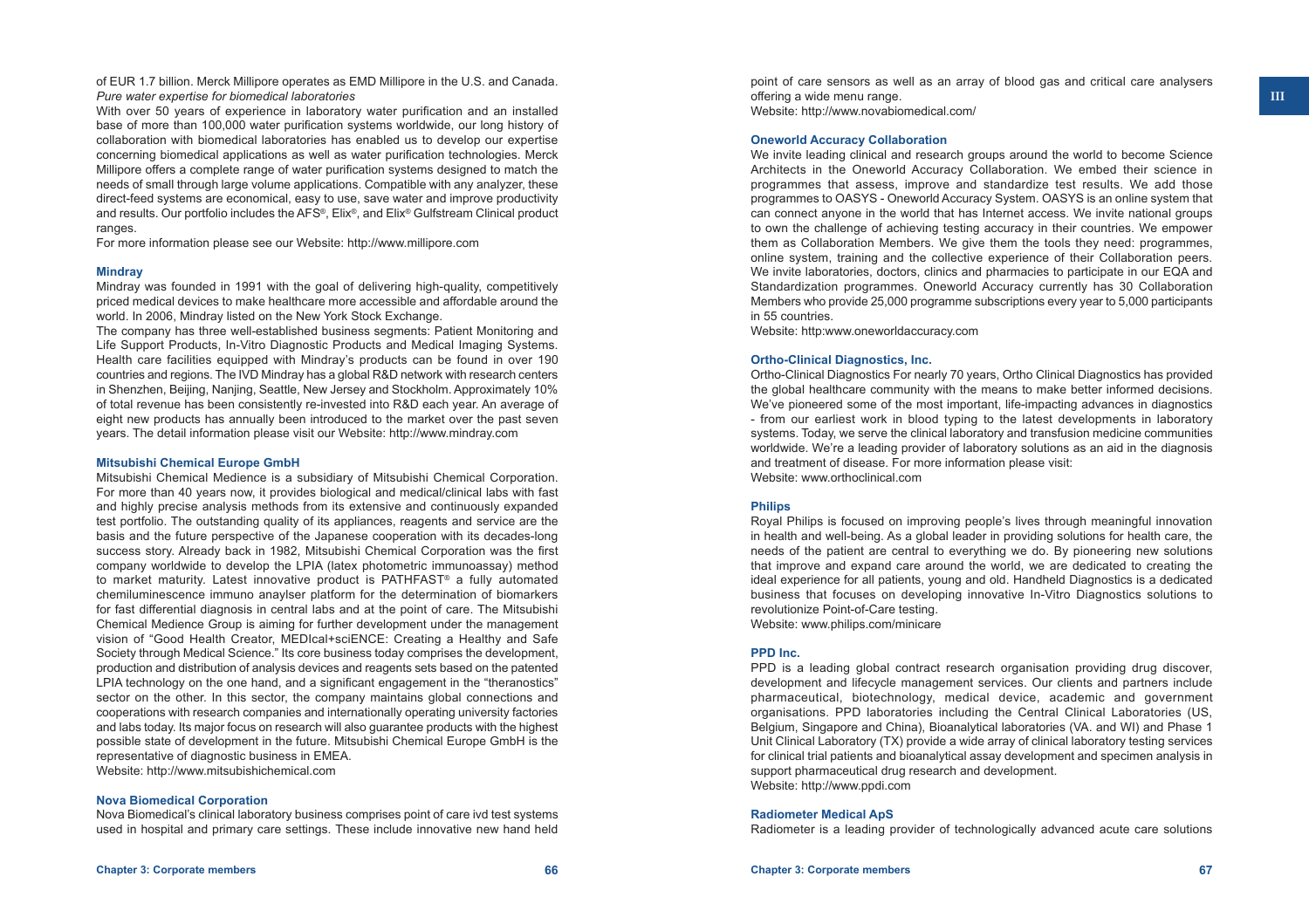of EUR 1.7 billion. Merck Millipore operates as EMD Millipore in the U.S. and Canada.

*Pure water expertise for biomedical laboratories*

With over 50 years of experience in laboratory water purification and an installed base of more than 100,000 water purification systems worldwide, our long history of collaboration with biomedical laboratories has enabled us to develop our expertise concerning biomedical applications as well as water purification technologies. Merck Millipore offers a complete range of water purification systems designed to match the needs of small through large volume applications. Compatible with any analyzer, these direct-feed systems are economical, easy to use, save water and improve productivity and results. Our portfolio includes the AFS®, Elix®, and Elix® Gulfstream Clinical product ranges.

For more information please see our Website: http://www.millipore.com

### Mindray

Mindray was founded in 1991 with the goal of delivering high-quality, competitively priced medical devices to make healthcare more accessible and affordable around the world. In 2006, Mindray listed on the New York Stock Exchange.

The company has three well-established business segments: Patient Monitoring and Life Support Products, In-Vitro Diagnostic Products and Medical Imaging Systems. Health care facilities equipped with Mindray's products can be found in over 190 countries and regions. The IVD Mindray has a global R&D network with research centers in Shenzhen, Beijing, Nanjing, Seattle, New Jersey and Stockholm. Approximately 10% of total revenue has been consistently re-invested into R&D each year. An average of eight new products has annually been introduced to the market over the past seven years. The detail information please visit our Website: http://www.mindray.com

### Mitsubishi Chemical Europe GmbH

Mitsubishi Chemical Medience is a subsidiary of Mitsubishi Chemical Corporation. For more than 40 years now, it provides biological and medical/clinical labs with fast and highly precise analysis methods from its extensive and continuously expanded test portfolio. The outstanding quality of its appliances, reagents and service are the basis and the future perspective of the Japanese cooperation with its decades-long success story. Already back in 1982, Mitsubishi Chemical Corporation was the first company worldwide to develop the LPIA (latex photometric immunoassay) method to market maturity. Latest innovative product is PATHFAST® a fully automated chemiluminescence immuno anaylser platform for the determination of biomarkers for fast differential diagnosis in central labs and at the point of care. The Mitsubishi Chemical Medience Group is aiming for further development under the management vision of "Good Health Creator, MEDIcal+sciENCE: Creating a Healthy and Safe Society through Medical Science." Its core business today comprises the development, production and distribution of analysis devices and reagents sets based on the patented LPIA technology on the one hand, and a significant engagement in the "theranostics" sector on the other. In this sector, the company maintains global connections and cooperations with research companies and internationally operating university factories and labs today. Its major focus on research will also guarantee products with the highest possible state of development in the future. Mitsubishi Chemical Europe GmbH is the representative of diagnostic business in EMEA.

Website: http://www.mitsubishichemical.com

### Nova Biomedical Corporation

Nova Biomedical's clinical laboratory business comprises point of care ivd test systems used in hospital and primary care settings. These include innovative new hand held point of care sensors as well as an array of blood gas and critical care analysers offering a wide menu range.

Website: http://www.novabiomedical.com/

### Oneworld Accuracy Collaboration

We invite leading clinical and research groups around the world to become Science Architects in the Oneworld Accuracy Collaboration. We embed their science in programmes that assess, improve and standardize test results. We add those programmes to OASYS - Oneworld Accuracy System. OASYS is an online system that can connect anyone in the world that has Internet access. We invite national groups to own the challenge of achieving testing accuracy in their countries. We empower them as Collaboration Members. We give them the tools they need: programmes, online system, training and the collective experience of their Collaboration peers. We invite laboratories, doctors, clinics and pharmacies to participate in our EQA and Standardization programmes. Oneworld Accuracy currently has 30 Collaboration Members who provide 25,000 programme subscriptions every year to 5,000 participants in 55 countries.

Website: http:www.oneworldaccuracy.com

### Ortho-Clinical Diagnostics, Inc.

Ortho-Clinical Diagnostics For nearly 70 years, Ortho Clinical Diagnostics has provided the global healthcare community with the means to make better informed decisions. We've pioneered some of the most important, life-impacting advances in diagnostics - from our earliest work in blood typing to the latest developments in laboratory systems. Today, we serve the clinical laboratory and transfusion medicine communities worldwide. We're a leading provider of laboratory solutions as an aid in the diagnosis and treatment of disease. For more information please visit:

Website: www.orthoclinical.com

### Philips

Royal Philips is focused on improving people's lives through meaningful innovation in health and well-being. As a global leader in providing solutions for health care, the needs of the patient are central to everything we do. By pioneering new solutions that improve and expand care around the world, we are dedicated to creating the ideal experience for all patients, young and old. Handheld Diagnostics is a dedicated business that focuses on developing innovative In-Vitro Diagnostics solutions to revolutionize Point-of-Care testing.

Website: www.philips.com/minicare

### PPD Inc.

PPD is a leading global contract research organisation providing drug discover, development and lifecycle management services. Our clients and partners include pharmaceutical, biotechnology, medical device, academic and government organisations. PPD laboratories including the Central Clinical Laboratories (US, Belgium, Singapore and China), Bioanalytical laboratories (VA. and WI) and Phase 1 Unit Clinical Laboratory (TX) provide a wide array of clinical laboratory testing services for clinical trial patients and bioanalytical assay development and specimen analysis in support pharmaceutical drug research and development.

Website: http://www.ppdi.com

### Radiometer Medical ApS

Radiometer is a leading provider of technologically advanced acute care solutions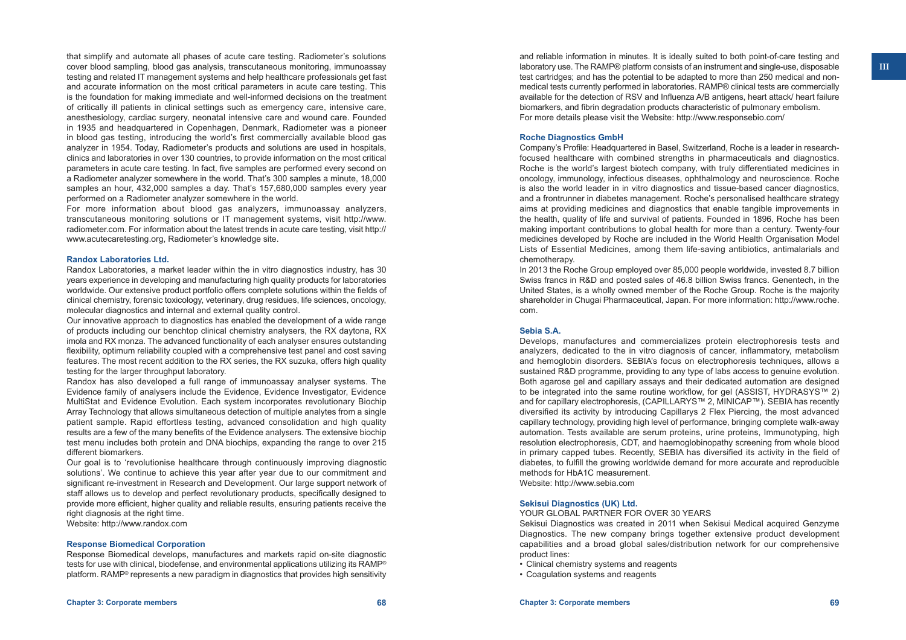that simplify and automate all phases of acute care testing. Radiometer's solutions cover blood sampling, blood gas analysis, transcutaneous monitoring, immunoassay testing and related IT management systems and help healthcare professionals get fast and accurate information on the most critical parameters in acute care testing. This is the foundation for making immediate and well-informed decisions on the treatment of critically ill patients in clinical settings such as emergency care, intensive care, anesthesiology, cardiac surgery, neonatal intensive care and wound care. Founded in 1935 and headquartered in Copenhagen, Denmark, Radiometer was a pioneer in blood gas testing, introducing the world's first commercially available blood gas analyzer in 1954. Today, Radiometer's products and solutions are used in hospitals, clinics and laboratories in over 130 countries, to provide information on the most critical parameters in acute care testing. In fact, five samples are performed every second on a Radiometer analyzer somewhere in the world. That's 300 samples a minute, 18,000 samples an hour, 432,000 samples a day. That's 157,680,000 samples every year performed on a Radiometer analyzer somewhere in the world.

For more information about blood gas analyzers, immunoassay analyzers, transcutaneous monitoring solutions or IT management systems, visit http://www.radiometer.com. For information about the latest trends in acute care testing, visit http://www.acutecaretesting.org, Radiometer's knowledge site.

### Randox Laboratories Ltd.

Randox Laboratories, a market leader within the in vitro diagnostics industry, has 30 years experience in developing and manufacturing high quality products for laboratories worldwide. Our extensive product portfolio offers complete solutions within the fields of clinical chemistry, forensic toxicology, veterinary, drug residues, life sciences, oncology, molecular diagnostics and internal and external quality control.

Our innovative approach to diagnostics has enabled the development of a wide range of products including our benchtop clinical chemistry analysers, the RX daytona, RX imola and RX monza. The advanced functionality of each analyser ensures outstanding flexibility, optimum reliability coupled with a comprehensive test panel and cost saving features. The most recent addition to the RX series, the RX suzuka, offers high quality testing for the larger throughput laboratory.

Randox has also developed a full range of immunoassay analyser systems. The Evidence family of analysers include the Evidence, Evidence Investigator, Evidence MultiStat and Evidence Evolution. Each system incorporates revolutionary Biochip Array Technology that allows simultaneous detection of multiple analytes from a single patient sample. Rapid effortless testing, advanced consolidation and high quality results are a few of the many benefits of the Evidence analysers. The extensive biochip test menu includes both protein and DNA biochips, expanding the range to over 215 different biomarkers.

Our goal is to 'revolutionise healthcare through continuously improving diagnostic solutions'. We continue to achieve this year after year due to our commitment and significant re-investment in Research and Development. Our large support network of staff allows us to develop and perfect revolutionary products, specifically designed to provide more efficient, higher quality and reliable results, ensuring patients receive the right diagnosis at the right time.

Website: http://www.randox.com

### Response Biomedical Corporation

Response Biomedical develops, manufactures and markets rapid on-site diagnostic tests for use with clinical, biodefense, and environmental applications utilizing its RAMP® platform. RAMP® represents a new paradigm in diagnostics that provides high sensitivity and reliable information in minutes. It is ideally suited to both point-of-care testing and laboratory use. The RAMP® platform consists of an instrument and single-use, disposable test cartridges; and has the potential to be adapted to more than 250 medical and non-medical tests currently performed in laboratories. RAMP® clinical tests are commercially available for the detection of RSV and Influenza A/B antigens, heart attack/ heart failure biomarkers, and fibrin degradation products characteristic of pulmonary embolism.

For more details please visit the Website: http://www.responsebio.com/

### Roche Diagnostics GmbH

Company's Profile: Headquartered in Basel, Switzerland, Roche is a leader in research-focused healthcare with combined strengths in pharmaceuticals and diagnostics. Roche is the world's largest biotech company, with truly differentiated medicines in oncology, immunology, infectious diseases, ophthalmology and neuroscience. Roche is also the world leader in in vitro diagnostics and tissue-based cancer diagnostics, and a frontrunner in diabetes management. Roche's personalised healthcare strategy aims at providing medicines and diagnostics that enable tangible improvements in the health, quality of life and survival of patients. Founded in 1896, Roche has been making important contributions to global health for more than a century. Twenty-four medicines developed by Roche are included in the World Health Organisation Model Lists of Essential Medicines, among them life-saving antibiotics, antimalarials and chemotherapy.

In 2013 the Roche Group employed over 85,000 people worldwide, invested 8.7 billion Swiss francs in R&D and posted sales of 46.8 billion Swiss francs. Genentech, in the United States, is a wholly owned member of the Roche Group. Roche is the majority shareholder in Chugai Pharmaceutical, Japan. For more information: http://www.roche.com.

### Sebia S.A.

Develops, manufactures and commercializes protein electrophoresis tests and analyzers, dedicated to the in vitro diagnosis of cancer, inflammatory, metabolism and hemoglobin disorders. SEBIA's focus on electrophoresis techniques, allows a sustained R&D programme, providing to any type of labs access to genuine evolution. Both agarose gel and capillary assays and their dedicated automation are designed to be integrated into the same routine workflow, for gel (ASSIST, HYDRASYS™ 2) and for capillary electrophoresis, (CAPILLARYS™ 2, MINICAP™). SEBIA has recently diversified its activity by introducing Capillarys 2 Flex Piercing, the most advanced capillary technology, providing high level of performance, bringing complete walk-away automation. Tests available are serum proteins, urine proteins, Immunotyping, high resolution electrophoresis, CDT, and haemoglobinopathy screening from whole blood in primary capped tubes. Recently, SEBIA has diversified its activity in the field of diabetes, to fulfill the growing worldwide demand for more accurate and reproducible methods for HbA1C measurement.

Website: http://www.sebia.com

### Sekisui Diagnostics (UK) Ltd.

YOUR GLOBAL PARTNER FOR OVER 30 YEARS

Sekisui Diagnostics was created in 2011 when Sekisui Medical acquired Genzyme Diagnostics. The new company brings together extensive product development capabilities and a broad global sales/distribution network for our comprehensive product lines:

- Clinical chemistry systems and reagents
- Coagulation systems and reagents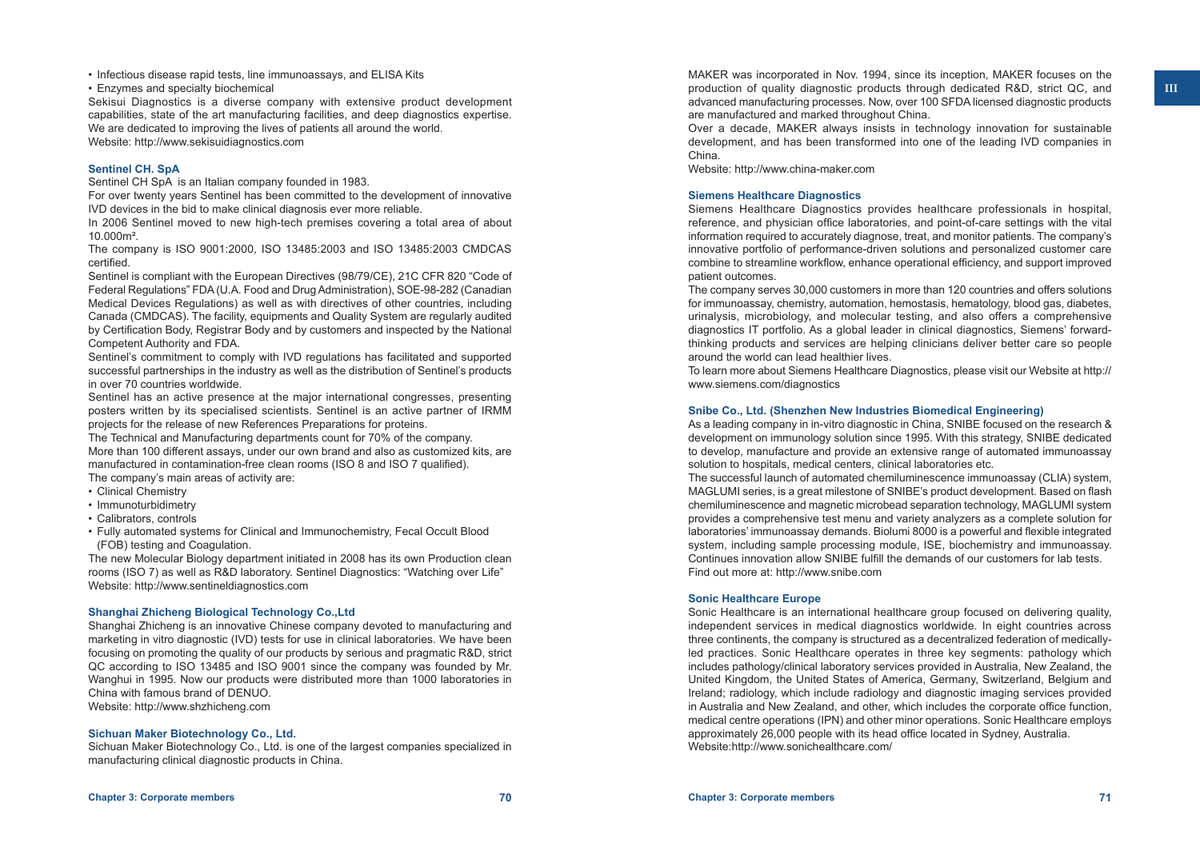- Infectious disease rapid tests, line immunoassays, and ELISA Kits
- Enzymes and specialty biochemical

Sekisui Diagnostics is a diverse company with extensive product development capabilities, state of the art manufacturing facilities, and deep diagnostics expertise. We are dedicated to improving the lives of patients all around the world.
Website: http://www.sekisuidiagnostics.com

### Sentinel CH. SpA

Sentinel CH SpA is an Italian company founded in 1983.
For over twenty years Sentinel has been committed to the development of innovative IVD devices in the bid to make clinical diagnosis ever more reliable.
In 2006 Sentinel moved to new high-tech premises covering a total area of about 10.000m².
The company is ISO 9001:2000, ISO 13485:2003 and ISO 13485:2003 CMDCAS certified.
Sentinel is compliant with the European Directives (98/79/CE), 21C CFR 820 "Code of Federal Regulations" FDA (U.A. Food and Drug Administration), SOE-98-282 (Canadian Medical Devices Regulations) as well as with directives of other countries, including Canada (CMDCAS). The facility, equipments and Quality System are regularly audited by Certification Body, Registrar Body and by customers and inspected by the National Competent Authority and FDA.
Sentinel's commitment to comply with IVD regulations has facilitated and supported successful partnerships in the industry as well as the distribution of Sentinel's products in over 70 countries worldwide.
Sentinel has an active presence at the major international congresses, presenting posters written by its specialised scientists. Sentinel is an active partner of IRMM projects for the release of new References Preparations for proteins.
The Technical and Manufacturing departments count for 70% of the company.
More than 100 different assays, under our own brand and also as customized kits, are manufactured in contamination-free clean rooms (ISO 8 and ISO 7 qualified).
The company's main areas of activity are:

- Clinical Chemistry
- Immunoturbidimetry
- Calibrators, controls
- Fully automated systems for Clinical and Immunochemistry, Fecal Occult Blood (FOB) testing and Coagulation.

The new Molecular Biology department initiated in 2008 has its own Production clean rooms (ISO 7) as well as R&D laboratory. Sentinel Diagnostics: "Watching over Life"
Website: http://www.sentineldiagnostics.com

### Shanghai Zhicheng Biological Technology Co.,Ltd

Shanghai Zhicheng is an innovative Chinese company devoted to manufacturing and marketing in vitro diagnostic (IVD) tests for use in clinical laboratories. We have been focusing on promoting the quality of our products by serious and pragmatic R&D, strict QC according to ISO 13485 and ISO 9001 since the company was founded by Mr. Wanghui in 1995. Now our products were distributed more than 1000 laboratories in China with famous brand of DENUO.
Website: http://www.shzhicheng.com

### Sichuan Maker Biotechnology Co., Ltd.

Sichuan Maker Biotechnology Co., Ltd. is one of the largest companies specialized in manufacturing clinical diagnostic products in China.
MAKER was incorporated in Nov. 1994, since its inception, MAKER focuses on the production of quality diagnostic products through dedicated R&D, strict QC, and advanced manufacturing processes. Now, over 100 SFDA licensed diagnostic products are manufactured and marked throughout China.
Over a decade, MAKER always insists in technology innovation for sustainable development, and has been transformed into one of the leading IVD companies in China.
Website: http://www.china-maker.com

### Siemens Healthcare Diagnostics

Siemens Healthcare Diagnostics provides healthcare professionals in hospital, reference, and physician office laboratories, and point-of-care settings with the vital information required to accurately diagnose, treat, and monitor patients. The company's innovative portfolio of performance-driven solutions and personalized customer care combine to streamline workflow, enhance operational efficiency, and support improved patient outcomes.
The company serves 30,000 customers in more than 120 countries and offers solutions for immunoassay, chemistry, automation, hemostasis, hematology, blood gas, diabetes, urinalysis, microbiology, and molecular testing, and also offers a comprehensive diagnostics IT portfolio. As a global leader in clinical diagnostics, Siemens' forward-thinking products and services are helping clinicians deliver better care so people around the world can lead healthier lives.
To learn more about Siemens Healthcare Diagnostics, please visit our Website at http://www.siemens.com/diagnostics

### Snibe Co., Ltd. (Shenzhen New Industries Biomedical Engineering)

As a leading company in in-vitro diagnostic in China, SNIBE focused on the research & development on immunology solution since 1995. With this strategy, SNIBE dedicated to develop, manufacture and provide an extensive range of automated immunoassay solution to hospitals, medical centers, clinical laboratories etc.
The successful launch of automated chemiluminescence immunoassay (CLIA) system, MAGLUMI series, is a great milestone of SNIBE's product development. Based on flash chemiluminescence and magnetic microbead separation technology, MAGLUMI system provides a comprehensive test menu and variety analyzers as a complete solution for laboratories' immunoassay demands. Biolumi 8000 is a powerful and flexible integrated system, including sample processing module, ISE, biochemistry and immunoassay. Continues innovation allow SNIBE fulfill the demands of our customers for lab tests.
Find out more at: http://www.snibe.com

### Sonic Healthcare Europe

Sonic Healthcare is an international healthcare group focused on delivering quality, independent services in medical diagnostics worldwide. In eight countries across three continents, the company is structured as a decentralized federation of medically-led practices. Sonic Healthcare operates in three key segments: pathology which includes pathology/clinical laboratory services provided in Australia, New Zealand, the United Kingdom, the United States of America, Germany, Switzerland, Belgium and Ireland; radiology, which include radiology and diagnostic imaging services provided in Australia and New Zealand, and other, which includes the corporate office function, medical centre operations (IPN) and other minor operations. Sonic Healthcare employs approximately 26,000 people with its head office located in Sydney, Australia.
Website:http://www.sonichealthcare.com/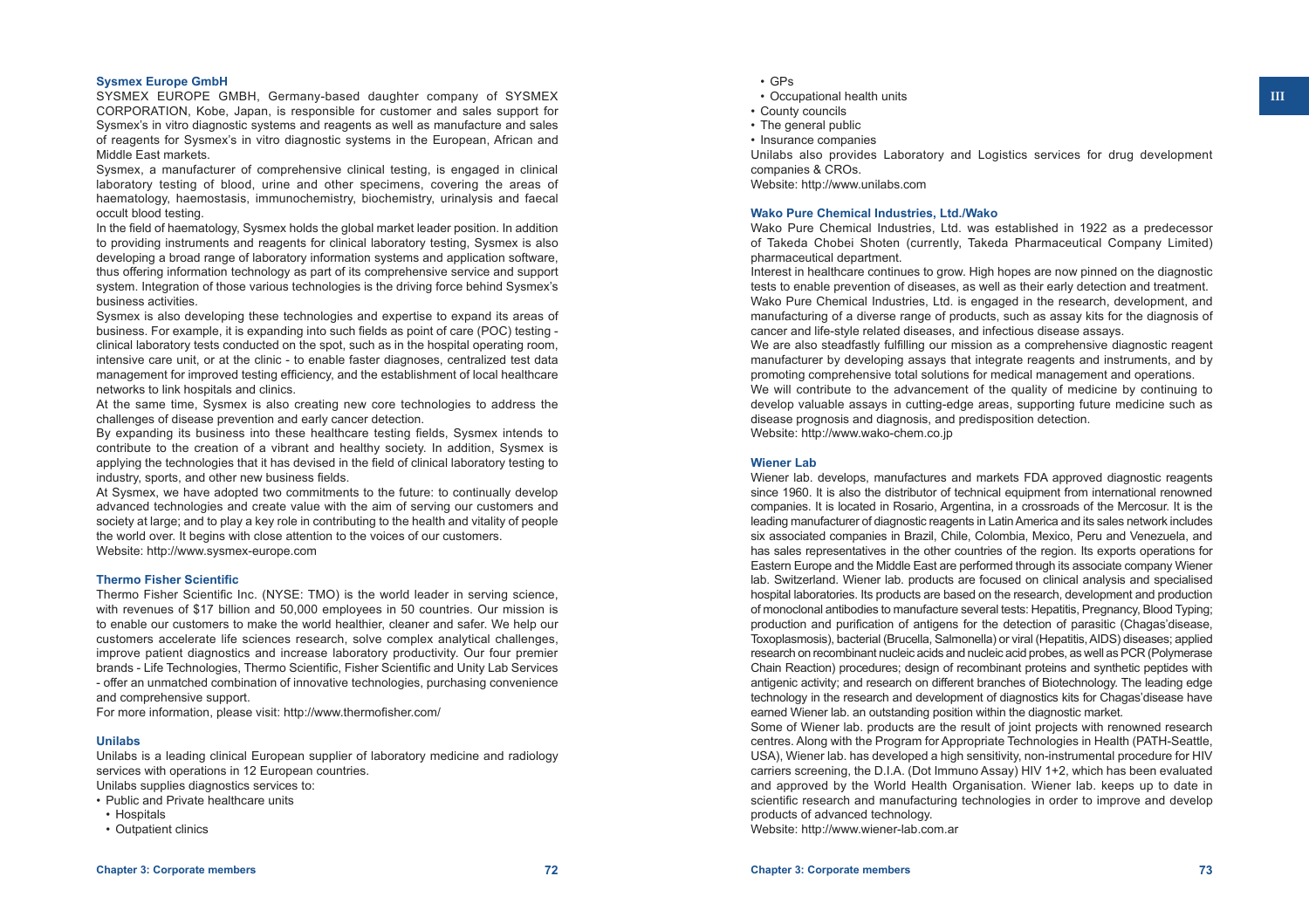### Sysmex Europe GmbH

SYSMEX EUROPE GMBH, Germany-based daughter company of SYSMEX CORPORATION, Kobe, Japan, is responsible for customer and sales support for Sysmex's in vitro diagnostic systems and reagents as well as manufacture and sales of reagents for Sysmex's in vitro diagnostic systems in the European, African and Middle East markets.

Sysmex, a manufacturer of comprehensive clinical testing, is engaged in clinical laboratory testing of blood, urine and other specimens, covering the areas of haematology, haemostasis, immunochemistry, biochemistry, urinalysis and faecal occult blood testing.

In the field of haematology, Sysmex holds the global market leader position. In addition to providing instruments and reagents for clinical laboratory testing, Sysmex is also developing a broad range of laboratory information systems and application software, thus offering information technology as part of its comprehensive service and support system. Integration of those various technologies is the driving force behind Sysmex's business activities.

Sysmex is also developing these technologies and expertise to expand its areas of business. For example, it is expanding into such fields as point of care (POC) testing - clinical laboratory tests conducted on the spot, such as in the hospital operating room, intensive care unit, or at the clinic - to enable faster diagnoses, centralized test data management for improved testing efficiency, and the establishment of local healthcare networks to link hospitals and clinics.

At the same time, Sysmex is also creating new core technologies to address the challenges of disease prevention and early cancer detection.

By expanding its business into these healthcare testing fields, Sysmex intends to contribute to the creation of a vibrant and healthy society. In addition, Sysmex is applying the technologies that it has devised in the field of clinical laboratory testing to industry, sports, and other new business fields.

At Sysmex, we have adopted two commitments to the future: to continually develop advanced technologies and create value with the aim of serving our customers and society at large; and to play a key role in contributing to the health and vitality of people the world over. It begins with close attention to the voices of our customers.

Website: http://www.sysmex-europe.com

### Thermo Fisher Scientific

Thermo Fisher Scientific Inc. (NYSE: TMO) is the world leader in serving science, with revenues of $17 billion and 50,000 employees in 50 countries. Our mission is to enable our customers to make the world healthier, cleaner and safer. We help our customers accelerate life sciences research, solve complex analytical challenges, improve patient diagnostics and increase laboratory productivity. Our four premier brands - Life Technologies, Thermo Scientific, Fisher Scientific and Unity Lab Services - offer an unmatched combination of innovative technologies, purchasing convenience and comprehensive support.

For more information, please visit: http://www.thermofisher.com/

### Unilabs

Unilabs is a leading clinical European supplier of laboratory medicine and radiology services with operations in 12 European countries.

Unilabs supplies diagnostics services to:

- Public and Private healthcare units
  - Hospitals
  - Outpatient clinics
  - GPs
  - Occupational health units
- County councils
- The general public
- Insurance companies

Unilabs also provides Laboratory and Logistics services for drug development companies & CROs.

Website: http://www.unilabs.com

### Wako Pure Chemical Industries, Ltd./Wako

Wako Pure Chemical Industries, Ltd. was established in 1922 as a predecessor of Takeda Chobei Shoten (currently, Takeda Pharmaceutical Company Limited) pharmaceutical department.

Interest in healthcare continues to grow. High hopes are now pinned on the diagnostic tests to enable prevention of diseases, as well as their early detection and treatment.

Wako Pure Chemical Industries, Ltd. is engaged in the research, development, and manufacturing of a diverse range of products, such as assay kits for the diagnosis of cancer and life-style related diseases, and infectious disease assays.

We are also steadfastly fulfilling our mission as a comprehensive diagnostic reagent manufacturer by developing assays that integrate reagents and instruments, and by promoting comprehensive total solutions for medical management and operations.

We will contribute to the advancement of the quality of medicine by continuing to develop valuable assays in cutting-edge areas, supporting future medicine such as disease prognosis and diagnosis, and predisposition detection.

Website: http://www.wako-chem.co.jp

### Wiener Lab

Wiener lab. develops, manufactures and markets FDA approved diagnostic reagents since 1960. It is also the distributor of technical equipment from international renowned companies. It is located in Rosario, Argentina, in a crossroads of the Mercosur. It is the leading manufacturer of diagnostic reagents in Latin America and its sales network includes six associated companies in Brazil, Chile, Colombia, Mexico, Peru and Venezuela, and has sales representatives in the other countries of the region. Its exports operations for Eastern Europe and the Middle East are performed through its associate company Wiener lab. Switzerland. Wiener lab. products are focused on clinical analysis and specialised hospital laboratories. Its products are based on the research, development and production of monoclonal antibodies to manufacture several tests: Hepatitis, Pregnancy, Blood Typing; production and purification of antigens for the detection of parasitic (Chagas'disease, Toxoplasmosis), bacterial (Brucella, Salmonella) or viral (Hepatitis, AIDS) diseases; applied research on recombinant nucleic acids and nucleic acid probes, as well as PCR (Polymerase Chain Reaction) procedures; design of recombinant proteins and synthetic peptides with antigenic activity; and research on different branches of Biotechnology. The leading edge technology in the research and development of diagnostics kits for Chagas'disease have earned Wiener lab. an outstanding position within the diagnostic market.

Some of Wiener lab. products are the result of joint projects with renowned research centres. Along with the Program for Appropriate Technologies in Health (PATH-Seattle, USA), Wiener lab. has developed a high sensitivity, non-instrumental procedure for HIV carriers screening, the D.I.A. (Dot Immuno Assay) HIV 1+2, which has been evaluated and approved by the World Health Organisation. Wiener lab. keeps up to date in scientific research and manufacturing technologies in order to improve and develop products of advanced technology.

Website: http://www.wiener-lab.com.ar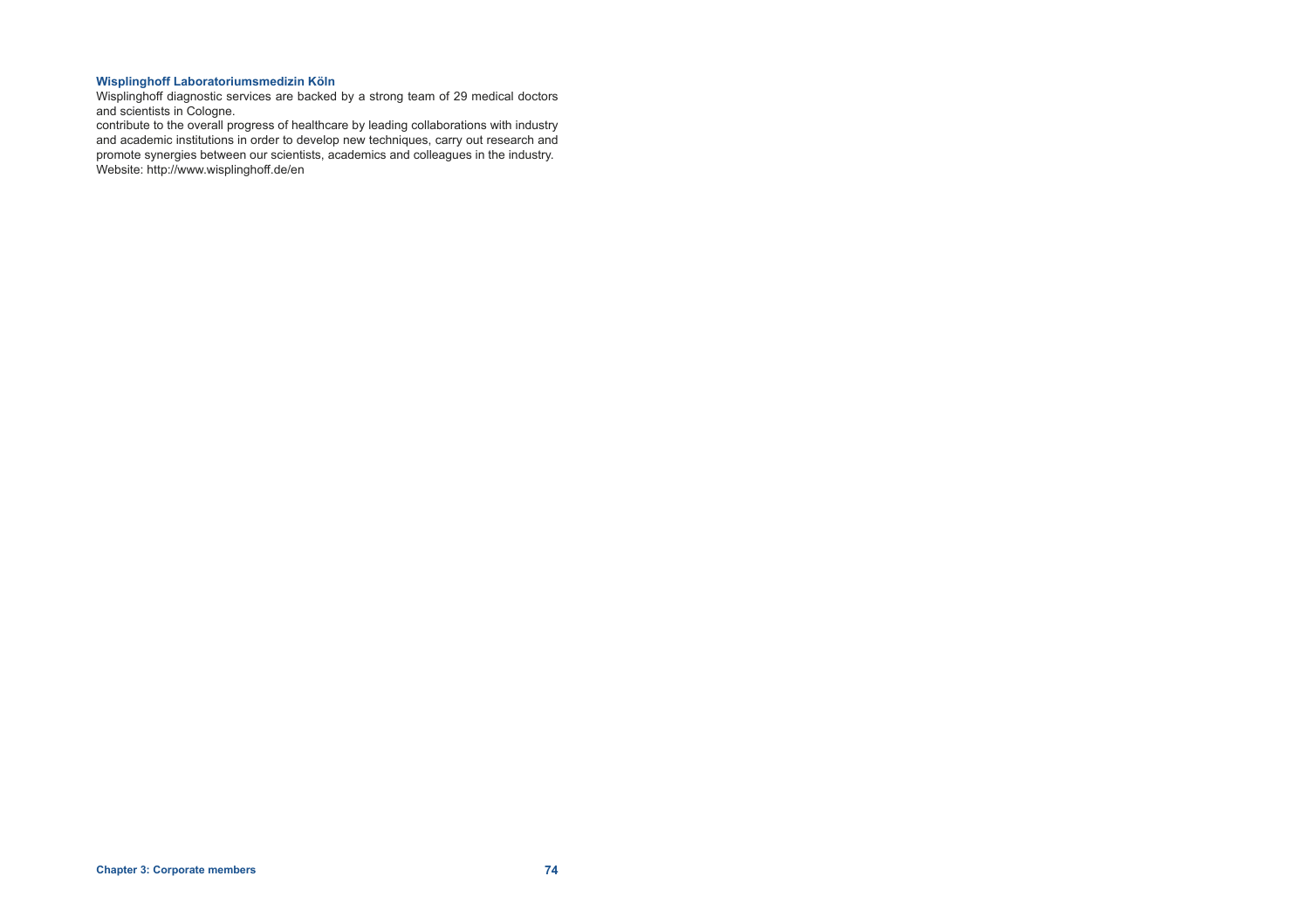### Wisplinghoff Laboratoriumsmedizin Köln

Wisplinghoff diagnostic services are backed by a strong team of 29 medical doctors and scientists in Cologne.
contribute to the overall progress of healthcare by leading collaborations with industry and academic institutions in order to develop new techniques, carry out research and promote synergies between our scientists, academics and colleagues in the industry.
Website: http://www.wisplinghoff.de/en